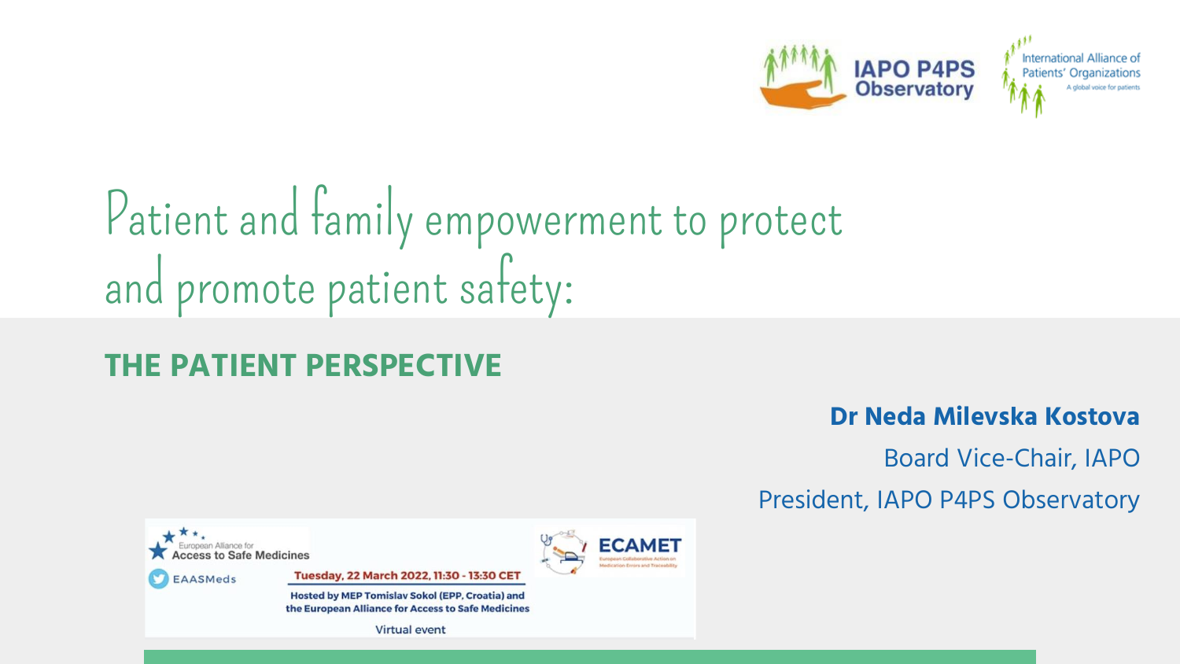IAPO P4PS Observatory

International Alliance of Patients' Organizations — A global voice for patients

# Patient and family empowerment to protect and promote patient safety:

## THE PATIENT PERSPECTIVE

**Dr Neda Milevska Kostova**

Board Vice-Chair, IAPO

President, IAPO P4PS Observatory

European Alliance for Access to Safe Medicines

EAASMeds

Tuesday, 22 March 2022, 11:30 - 13:30 CET

Hosted by MEP Tomislav Sokol (EPP, Croatia) and the European Alliance for Access to Safe Medicines

Virtual event

ECAMET — European Collaborative Action on Medication Errors and Traceability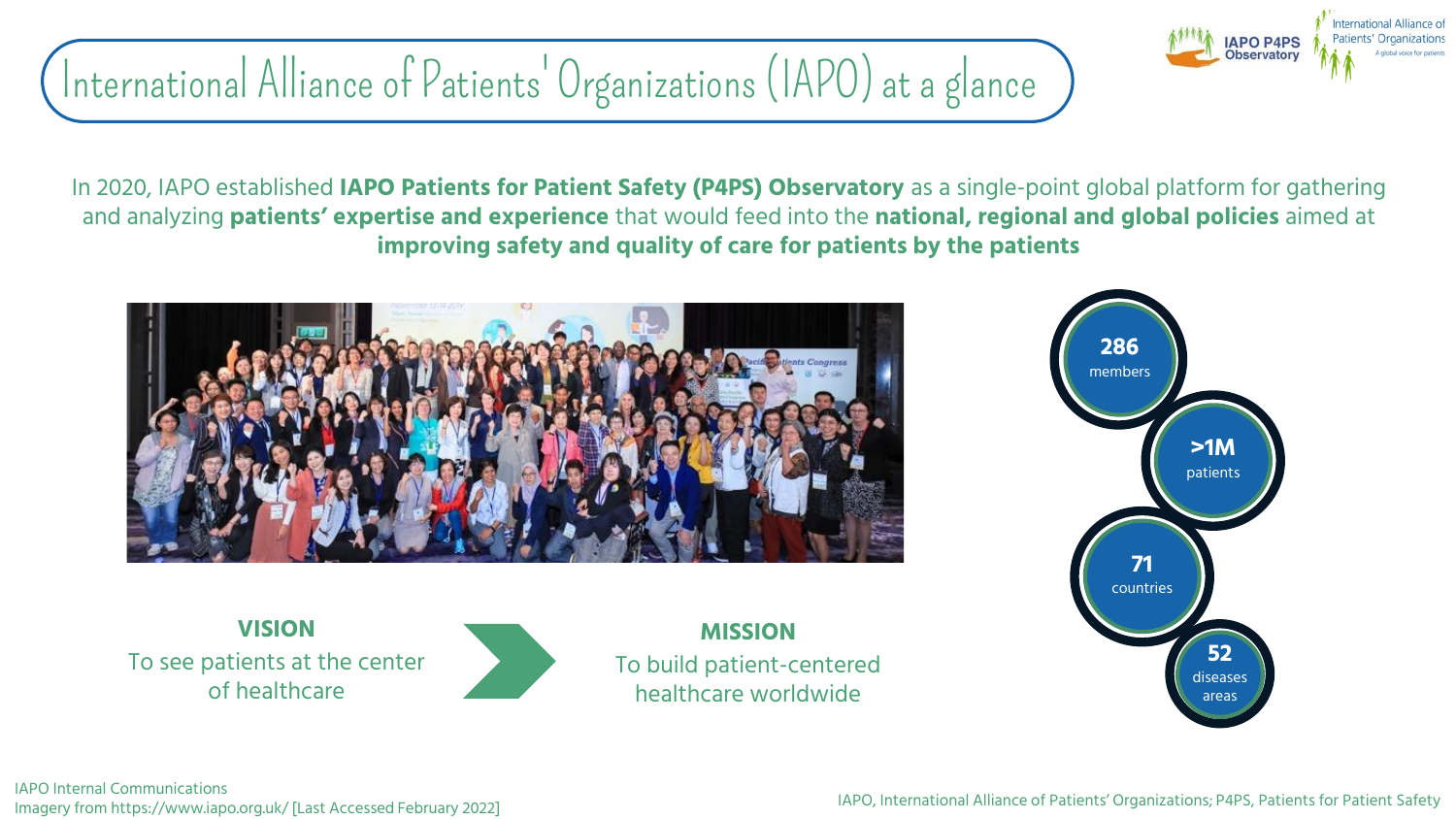# International Alliance of Patients' Organizations (IAPO) at a glance

In 2020, IAPO established **IAPO Patients for Patient Safety (P4PS) Observatory** as a single-point global platform for gathering and analyzing **patients' expertise and experience** that would feed into the **national, regional and global policies** aimed at **improving safety and quality of care for patients by the patients**

**VISION**
To see patients at the center of healthcare

**MISSION**
To build patient-centered healthcare worldwide

- **286** members
- **>1M** patients
- **71** countries
- **52** diseases areas

IAPO Internal Communications
Imagery from https://www.iapo.org.uk/ [Last Accessed February 2022]

IAPO, International Alliance of Patients' Organizations; P4PS, Patients for Patient Safety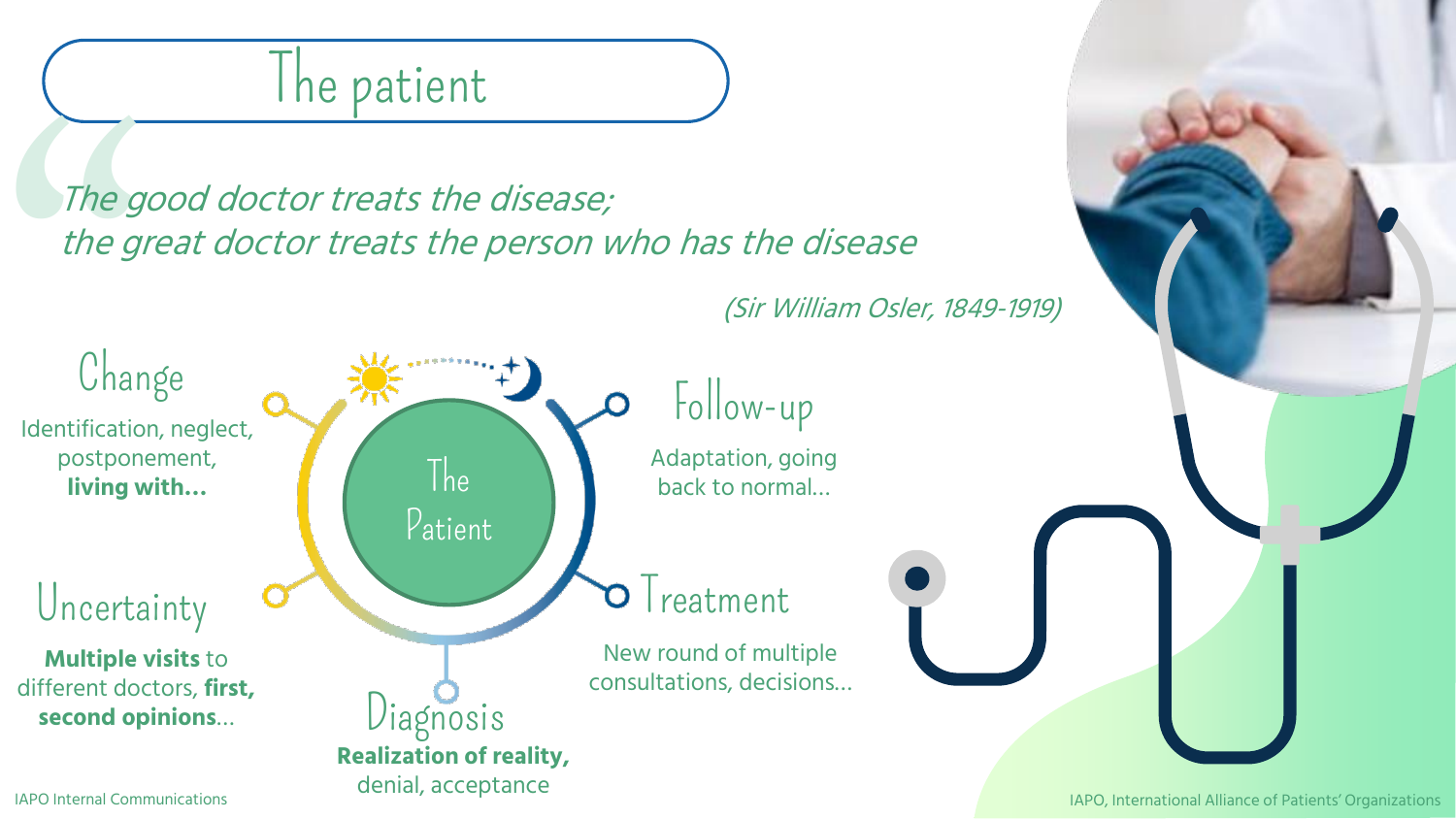# The patient

*The good doctor treats the disease;*
*the great doctor treats the person who has the disease*

*(Sir William Osler, 1849-1919)*

The Patient

## Change

Identification, neglect, postponement, **living with…**

## Uncertainty

**Multiple visits** to different doctors, **first, second opinions**…

## Diagnosis

**Realization of reality,** denial, acceptance

## Treatment

New round of multiple consultations, decisions…

## Follow-up

Adaptation, going back to normal…

IAPO Internal Communications

IAPO, International Alliance of Patients' Organizations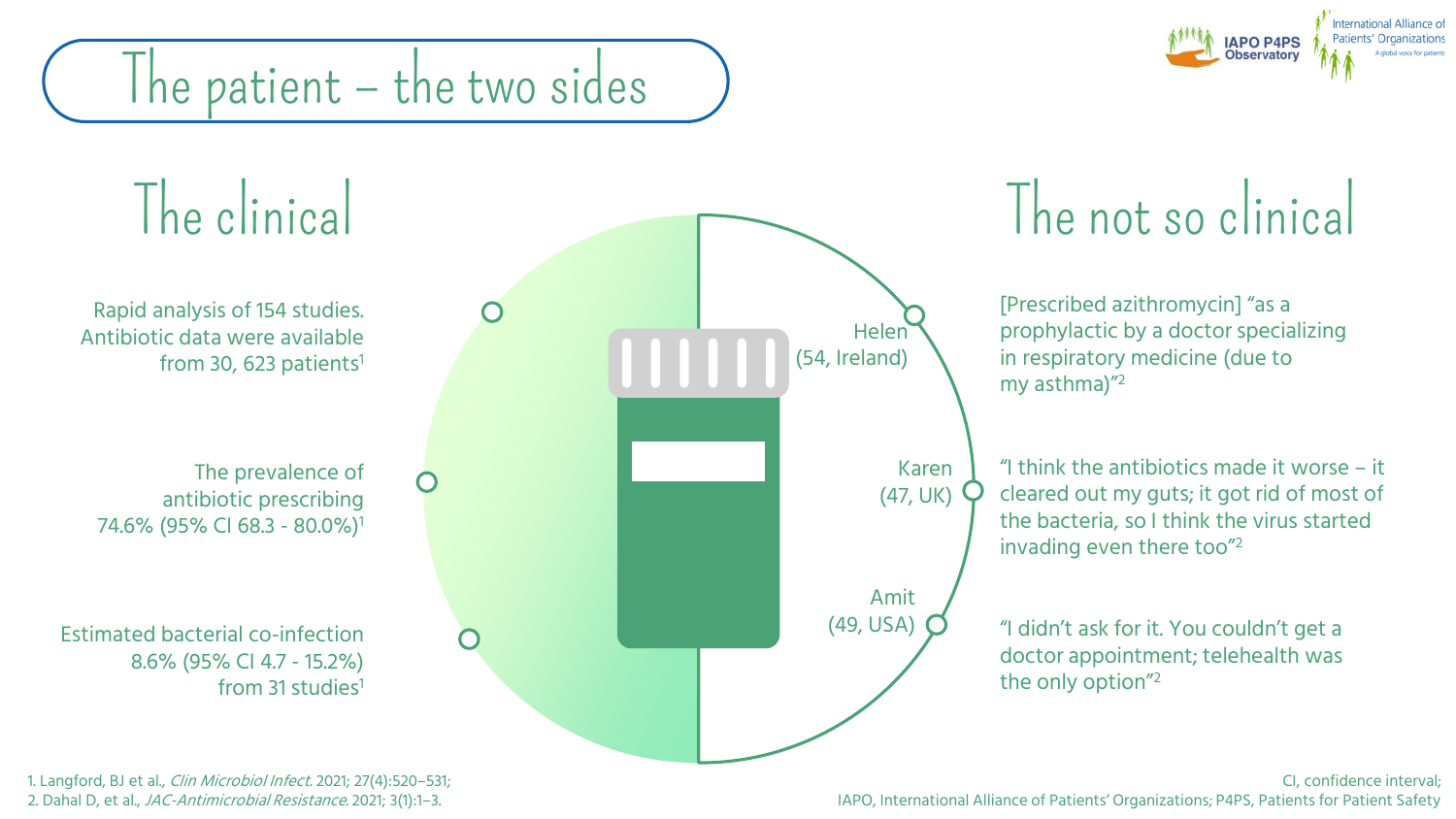# The patient – the two sides

## The clinical

Rapid analysis of 154 studies. Antibiotic data were available from 30, 623 patients[1]

The prevalence of antibiotic prescribing 74.6% (95% CI 68.3 - 80.0%)[1]

Estimated bacterial co-infection 8.6% (95% CI 4.7 - 15.2%) from 31 studies[1]

## The not so clinical

Helen (54, Ireland)

[Prescribed azithromycin] "as a prophylactic by a doctor specializing in respiratory medicine (due to my asthma)"[2]

Karen (47, UK)

"I think the antibiotics made it worse – it cleared out my guts; it got rid of most of the bacteria, so I think the virus started invading even there too"[2]

Amit (49, USA)

"I didn't ask for it. You couldn't get a doctor appointment; telehealth was the only option"[2]

1. Langford, BJ et al., *Clin Microbiol Infect.* 2021; 27(4):520–531;
2. Dahal D, et al., *JAC-Antimicrobial Resistance.* 2021; 3(1):1–3.

CI, confidence interval;
IAPO, International Alliance of Patients' Organizations; P4PS, Patients for Patient Safety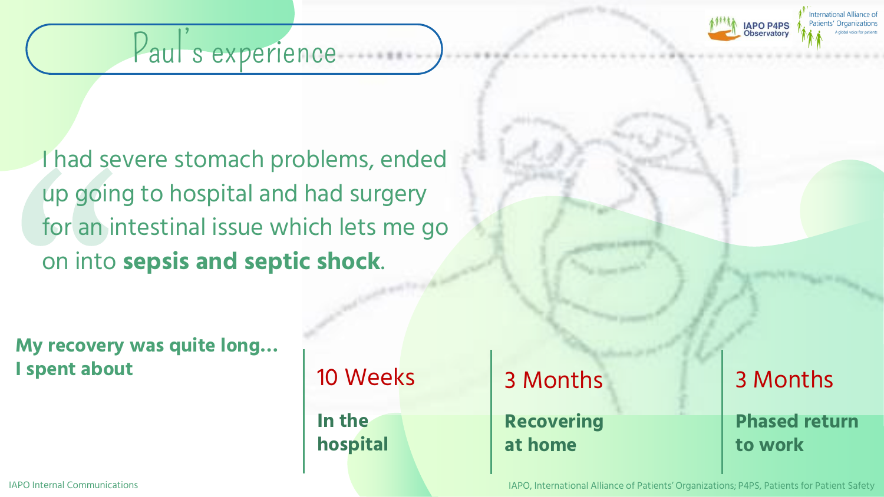# Paul's experience

I had severe stomach problems, ended up going to hospital and had surgery for an intestinal issue which lets me go on into **sepsis and septic shock**.

**My recovery was quite long… I spent about**

| 10 Weeks | 3 Months | 3 Months |
| --- | --- | --- |
| **In the hospital** | **Recovering at home** | **Phased return to work** |

IAPO Internal Communications

IAPO, International Alliance of Patients' Organizations; P4PS, Patients for Patient Safety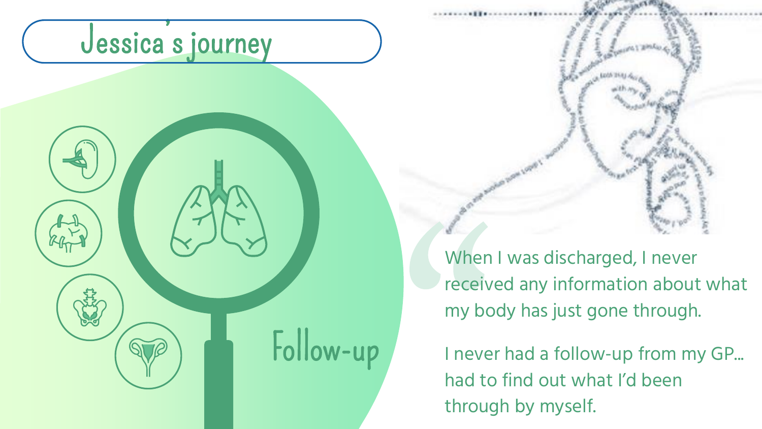# Jessica's journey

Follow-up

> When I was discharged, I never received any information about what my body has just gone through.
>
> I never had a follow-up from my GP... had to find out what I'd been through by myself.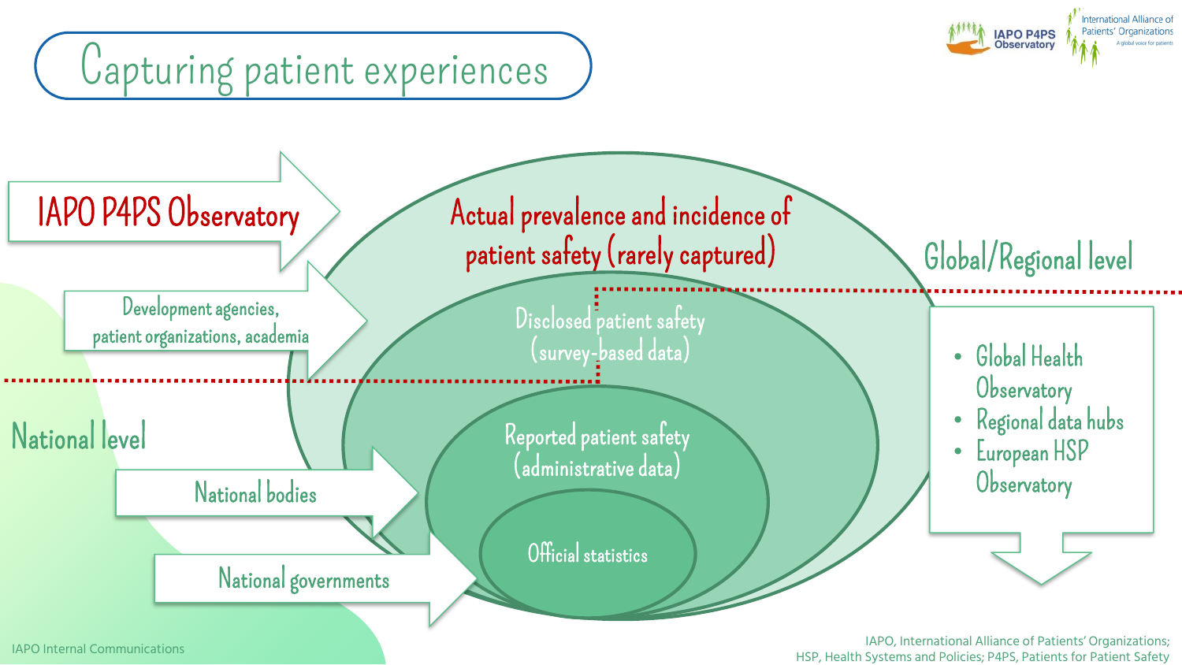# Capturing patient experiences

IAPO P4PS Observatory

Development agencies, patient organizations, academia

Actual prevalence and incidence of patient safety (rarely captured)

Disclosed patient safety (survey-based data)

Reported patient safety (administrative data)

Official statistics

Global/Regional level

- Global Health Observatory
- Regional data hubs
- European HSP Observatory

National level

National bodies

National governments

IAPO Internal Communications

IAPO, International Alliance of Patients' Organizations; HSP, Health Systems and Policies; P4PS, Patients for Patient Safety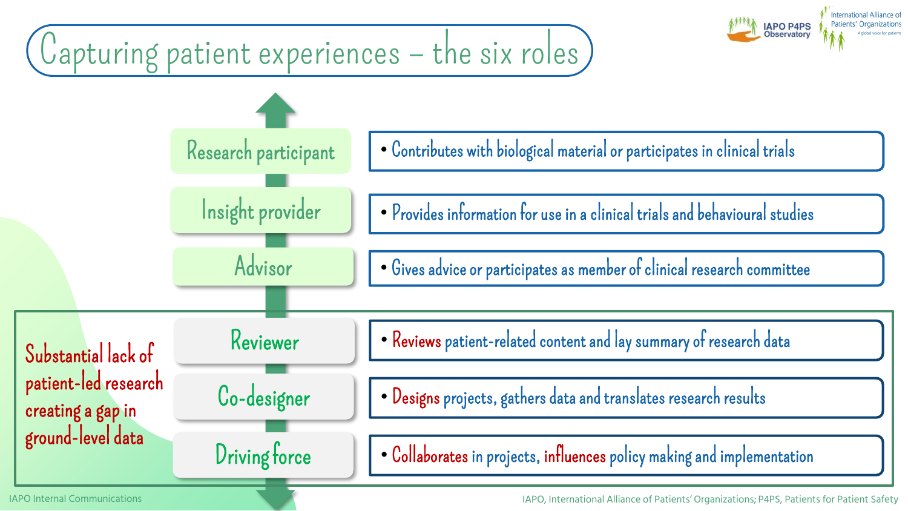# Capturing patient experiences – the six roles

| Role | Description |
| --- | --- |
| Research participant | Contributes with biological material or participates in clinical trials |
| Insight provider | Provides information for use in a clinical trials and behavioural studies |
| Advisor | Gives advice or participates as member of clinical research committee |
| Reviewer | Reviews patient-related content and lay summary of research data |
| Co-designer | Designs projects, gathers data and translates research results |
| Driving force | Collaborates in projects, influences policy making and implementation |

Substantial lack of patient-led research creating a gap in ground-level data

IAPO Internal Communications

IAPO, International Alliance of Patients' Organizations; P4PS, Patients for Patient Safety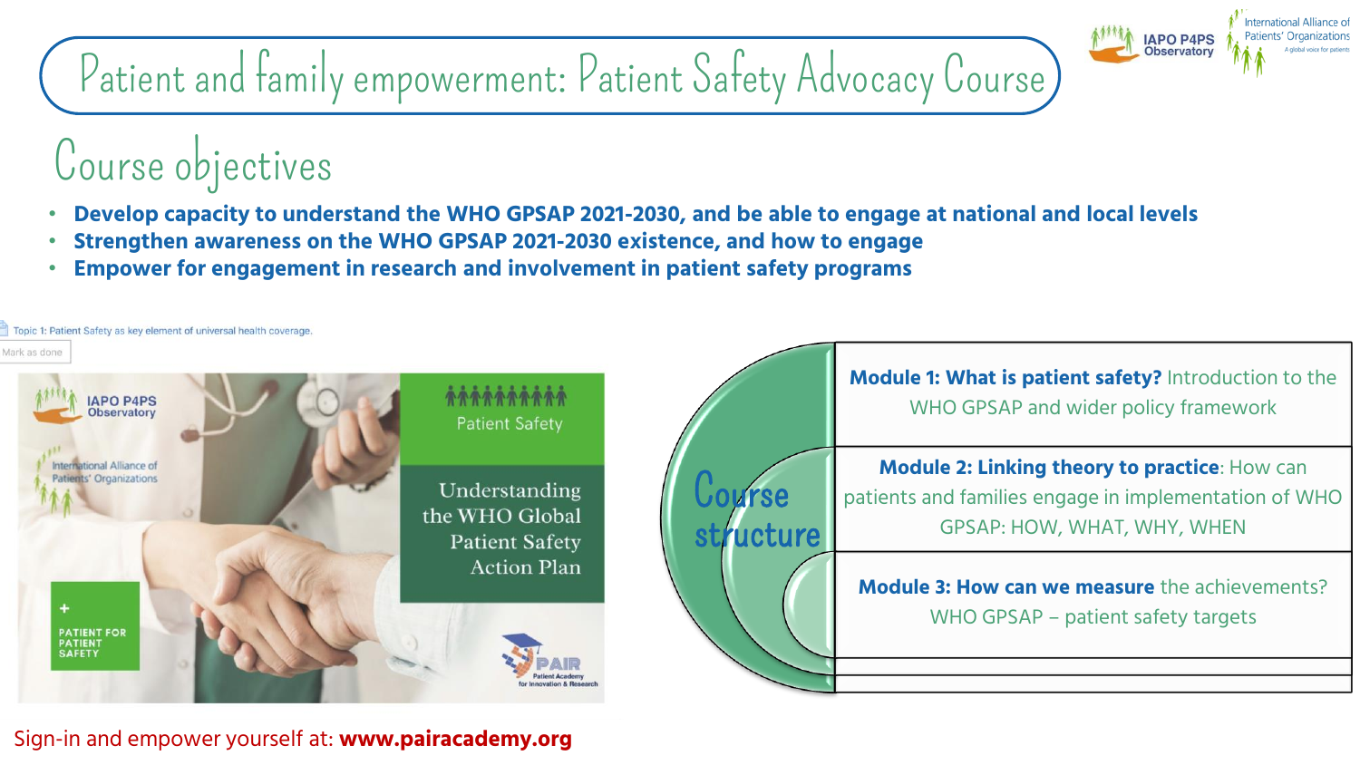# Patient and family empowerment: Patient Safety Advocacy Course

## Course objectives

- **Develop capacity to understand the WHO GPSAP 2021-2030, and be able to engage at national and local levels**
- **Strengthen awareness on the WHO GPSAP 2021-2030 existence, and how to engage**
- **Empower for engagement in research and involvement in patient safety programs**

Topic 1: Patient Safety as key element of universal health coverage.

Mark as done

IAPO P4PS Observatory

International Alliance of Patients' Organizations

Patient Safety

Understanding the WHO Global Patient Safety Action Plan

PATIENT FOR PATIENT SAFETY

PAIR Patient Academy for Innovation & Research

### Course structure

**Module 1: What is patient safety?** Introduction to the WHO GPSAP and wider policy framework

**Module 2: Linking theory to practice**: How can patients and families engage in implementation of WHO GPSAP: HOW, WHAT, WHY, WHEN

**Module 3: How can we measure** the achievements? WHO GPSAP – patient safety targets

Sign-in and empower yourself at: **www.pairacademy.org**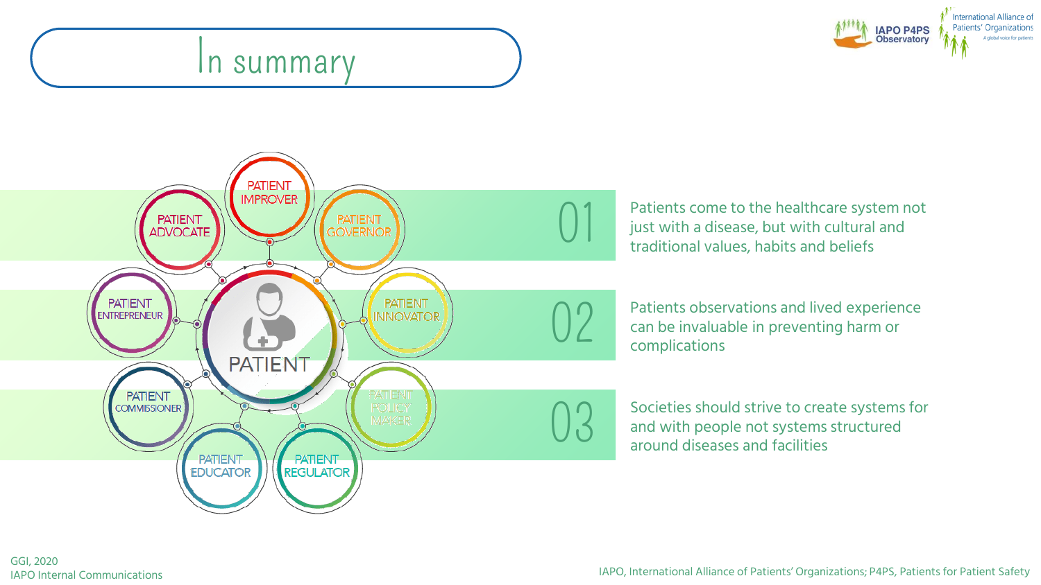# In summary

PATIENT

- PATIENT IMPROVER
- PATIENT GOVERNOR
- PATIENT INNOVATOR
- PATIENT POLICY MAKER
- PATIENT REGULATOR
- PATIENT EDUCATOR
- PATIENT COMMISSIONER
- PATIENT ENTREPRENEUR
- PATIENT ADVOCATE

01 Patients come to the healthcare system not just with a disease, but with cultural and traditional values, habits and beliefs

02 Patients observations and lived experience can be invaluable in preventing harm or complications

03 Societies should strive to create systems for and with people not systems structured around diseases and facilities

GGI, 2020
IAPO Internal Communications

IAPO, International Alliance of Patients' Organizations; P4PS, Patients for Patient Safety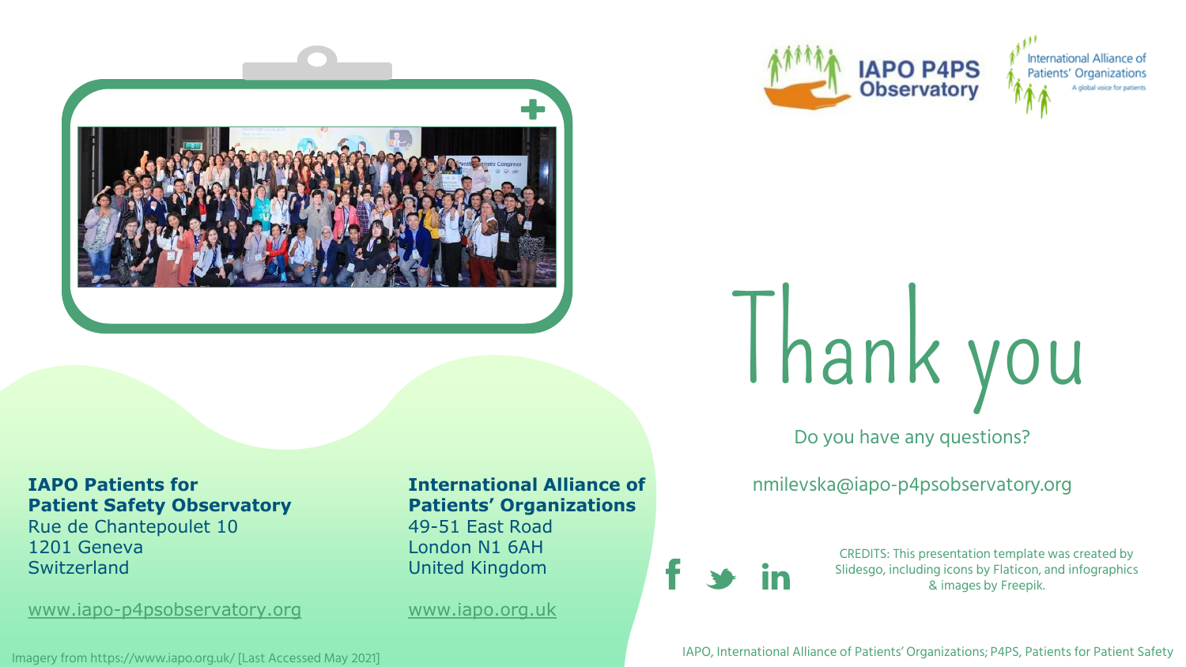IAPO P4PS Observatory

International Alliance of Patients' Organizations
A global voice for patients

# Thank you

Do you have any questions?

nmilevska@iapo-p4psobservatory.org

**IAPO Patients for Patient Safety Observatory**
Rue de Chantepoulet 10
1201 Geneva
Switzerland

www.iapo-p4psobservatory.org

**International Alliance of Patients' Organizations**
49-51 East Road
London N1 6AH
United Kingdom

www.iapo.org.uk

CREDITS: This presentation template was created by Slidesgo, including icons by Flaticon, and infographics & images by Freepik.

Imagery from https://www.iapo.org.uk/ [Last Accessed May 2021]

IAPO, International Alliance of Patients' Organizations; P4PS, Patients for Patient Safety